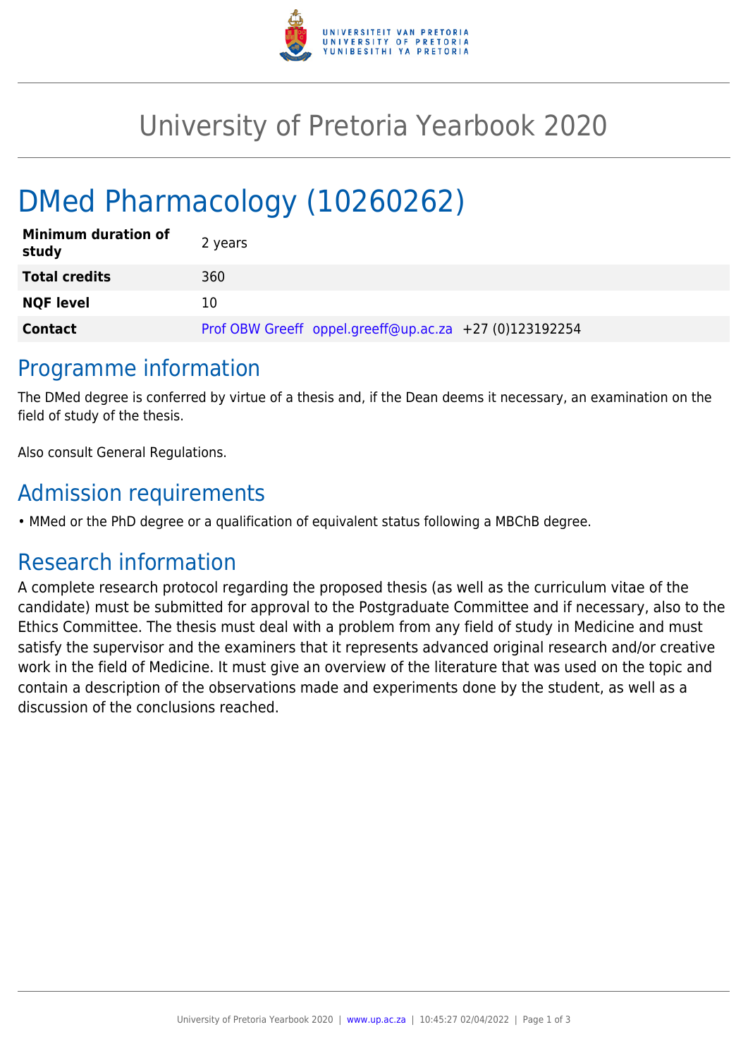# University of Pretoria Yearbook 2020

# DMed Pharmacology (10260262)

| | |
|---|---|
| **Minimum duration of study** | 2 years |
| **Total credits** | 360 |
| **NQF level** | 10 |
| **Contact** | Prof OBW Greeff oppel.greeff@up.ac.za +27 (0)123192254 |

## Programme information

The DMed degree is conferred by virtue of a thesis and, if the Dean deems it necessary, an examination on the field of study of the thesis.

Also consult General Regulations.

## Admission requirements

- MMed or the PhD degree or a qualification of equivalent status following a MBChB degree.

## Research information

A complete research protocol regarding the proposed thesis (as well as the curriculum vitae of the candidate) must be submitted for approval to the Postgraduate Committee and if necessary, also to the Ethics Committee. The thesis must deal with a problem from any field of study in Medicine and must satisfy the supervisor and the examiners that it represents advanced original research and/or creative work in the field of Medicine. It must give an overview of the literature that was used on the topic and contain a description of the observations made and experiments done by the student, as well as a discussion of the conclusions reached.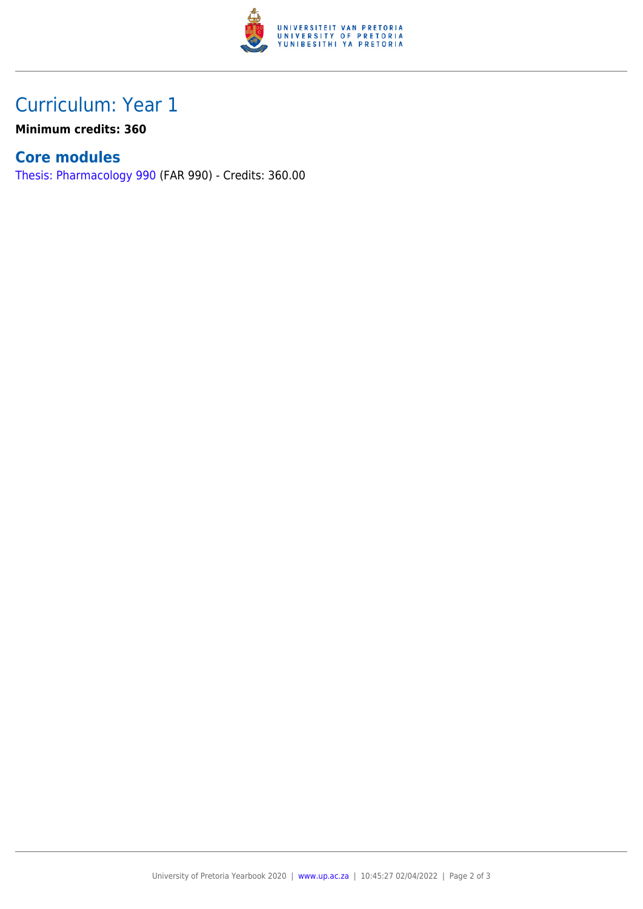# Curriculum: Year 1

**Minimum credits: 360**

## Core modules

Thesis: Pharmacology 990 (FAR 990) - Credits: 360.00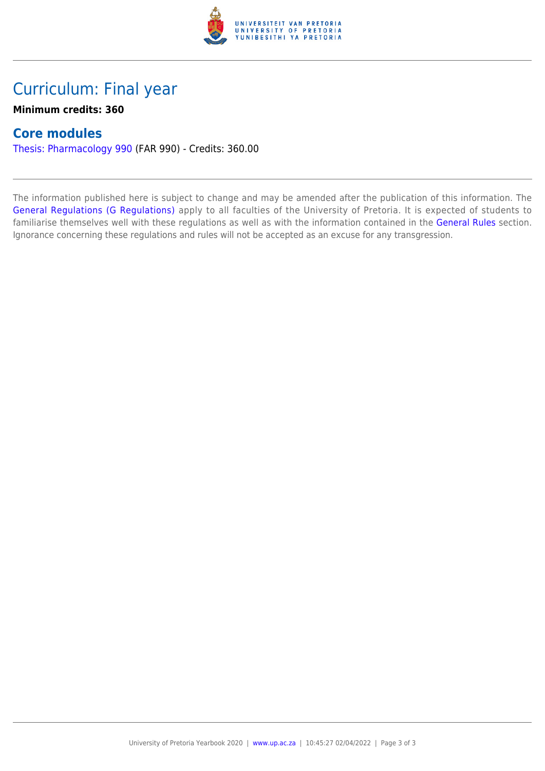# Curriculum: Final year

**Minimum credits: 360**

## Core modules

Thesis: Pharmacology 990 (FAR 990) - Credits: 360.00

---

The information published here is subject to change and may be amended after the publication of this information. The General Regulations (G Regulations) apply to all faculties of the University of Pretoria. It is expected of students to familiarise themselves well with these regulations as well as with the information contained in the General Rules section. Ignorance concerning these regulations and rules will not be accepted as an excuse for any transgression.